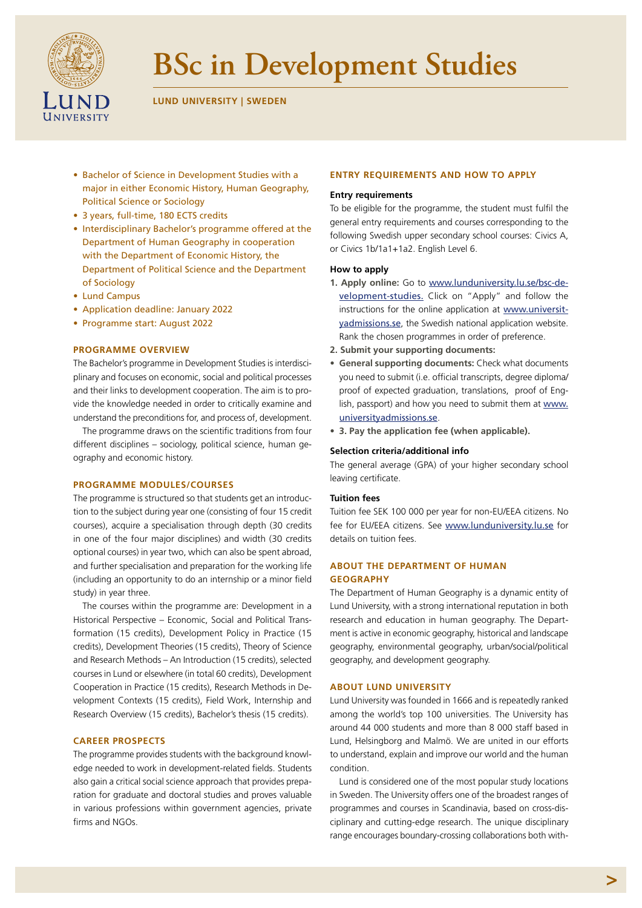# BSc in Development Studies

**LUND UNIVERSITY | SWEDEN**

- Bachelor of Science in Development Studies with a major in either Economic History, Human Geography, Political Science or Sociology
- 3 years, full-time, 180 ECTS credits
- Interdisciplinary Bachelor's programme offered at the Department of Human Geography in cooperation with the Department of Economic History, the Department of Political Science and the Department of Sociology
- Lund Campus
- Application deadline: January 2022
- Programme start: August 2022

## PROGRAMME OVERVIEW

The Bachelor's programme in Development Studies is interdisciplinary and focuses on economic, social and political processes and their links to development cooperation. The aim is to provide the knowledge needed in order to critically examine and understand the preconditions for, and process of, development.

The programme draws on the scientific traditions from four different disciplines – sociology, political science, human geography and economic history.

## PROGRAMME MODULES/COURSES

The programme is structured so that students get an introduction to the subject during year one (consisting of four 15 credit courses), acquire a specialisation through depth (30 credits in one of the four major disciplines) and width (30 credits optional courses) in year two, which can also be spent abroad, and further specialisation and preparation for the working life (including an opportunity to do an internship or a minor field study) in year three.

The courses within the programme are: Development in a Historical Perspective – Economic, Social and Political Transformation (15 credits), Development Policy in Practice (15 credits), Development Theories (15 credits), Theory of Science and Research Methods – An Introduction (15 credits), selected courses in Lund or elsewhere (in total 60 credits), Development Cooperation in Practice (15 credits), Research Methods in Development Contexts (15 credits), Field Work, Internship and Research Overview (15 credits), Bachelor's thesis (15 credits).

## CAREER PROSPECTS

The programme provides students with the background knowledge needed to work in development-related fields. Students also gain a critical social science approach that provides preparation for graduate and doctoral studies and proves valuable in various professions within government agencies, private firms and NGOs.

## ENTRY REQUIREMENTS AND HOW TO APPLY

### Entry requirements

To be eligible for the programme, the student must fulfil the general entry requirements and courses corresponding to the following Swedish upper secondary school courses: Civics A, or Civics 1b/1a1+1a2. English Level 6.

### How to apply

1. **Apply online:** Go to www.lunduniversity.lu.se/bsc-development-studies. Click on "Apply" and follow the instructions for the online application at www.universityadmissions.se, the Swedish national application website. Rank the chosen programmes in order of preference.
2. **Submit your supporting documents:**

- **General supporting documents:** Check what documents you need to submit (i.e. official transcripts, degree diploma/ proof of expected graduation, translations, proof of English, passport) and how you need to submit them at www.universityadmissions.se.
- **3. Pay the application fee (when applicable).**

### Selection criteria/additional info

The general average (GPA) of your higher secondary school leaving certificate.

### Tuition fees

Tuition fee SEK 100 000 per year for non-EU/EEA citizens. No fee for EU/EEA citizens. See www.lunduniversity.lu.se for details on tuition fees.

## ABOUT THE DEPARTMENT OF HUMAN GEOGRAPHY

The Department of Human Geography is a dynamic entity of Lund University, with a strong international reputation in both research and education in human geography. The Department is active in economic geography, historical and landscape geography, environmental geography, urban/social/political geography, and development geography.

## ABOUT LUND UNIVERSITY

Lund University was founded in 1666 and is repeatedly ranked among the world's top 100 universities. The University has around 44 000 students and more than 8 000 staff based in Lund, Helsingborg and Malmö. We are united in our efforts to understand, explain and improve our world and the human condition.

Lund is considered one of the most popular study locations in Sweden. The University offers one of the broadest ranges of programmes and courses in Scandinavia, based on cross-disciplinary and cutting-edge research. The unique disciplinary range encourages boundary-crossing collaborations both with-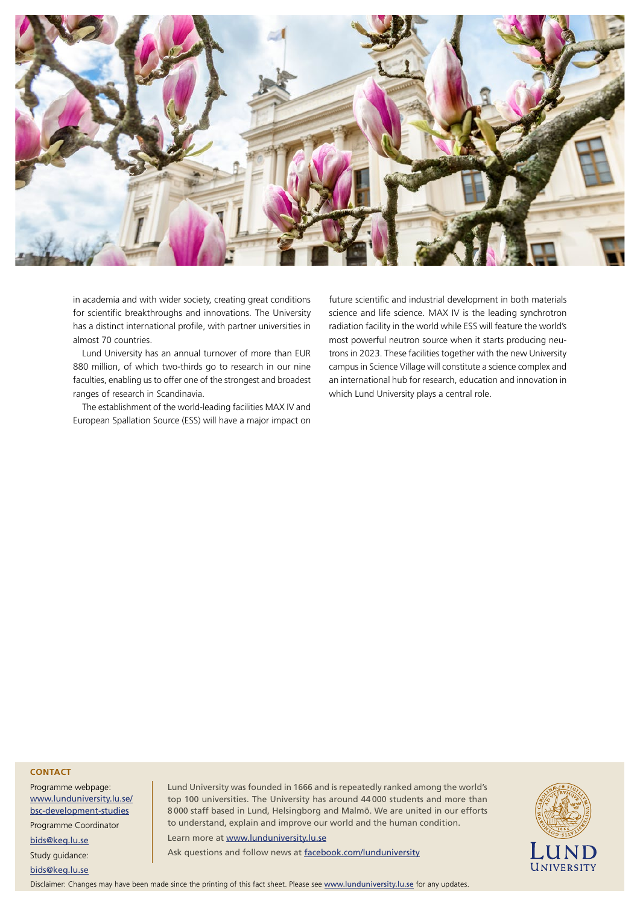in academia and with wider society, creating great conditions for scientific breakthroughs and innovations. The University has a distinct international profile, with partner universities in almost 70 countries.

Lund University has an annual turnover of more than EUR 880 million, of which two-thirds go to research in our nine faculties, enabling us to offer one of the strongest and broadest ranges of research in Scandinavia.

The establishment of the world-leading facilities MAX IV and European Spallation Source (ESS) will have a major impact on future scientific and industrial development in both materials science and life science. MAX IV is the leading synchrotron radiation facility in the world while ESS will feature the world's most powerful neutron source when it starts producing neutrons in 2023. These facilities together with the new University campus in Science Village will constitute a science complex and an international hub for research, education and innovation in which Lund University plays a central role.

**CONTACT**

Programme webpage:
www.lunduniversity.lu.se/bsc-development-studies

Programme Coordinator
bids@keg.lu.se

Study guidance:
bids@keg.lu.se

Lund University was founded in 1666 and is repeatedly ranked among the world's top 100 universities. The University has around 44 000 students and more than 8 000 staff based in Lund, Helsingborg and Malmö. We are united in our efforts to understand, explain and improve our world and the human condition.

Learn more at www.lunduniversity.lu.se

Ask questions and follow news at facebook.com/lunduniversity

LUND UNIVERSITY

Disclaimer: Changes may have been made since the printing of this fact sheet. Please see www.lunduniversity.lu.se for any updates.